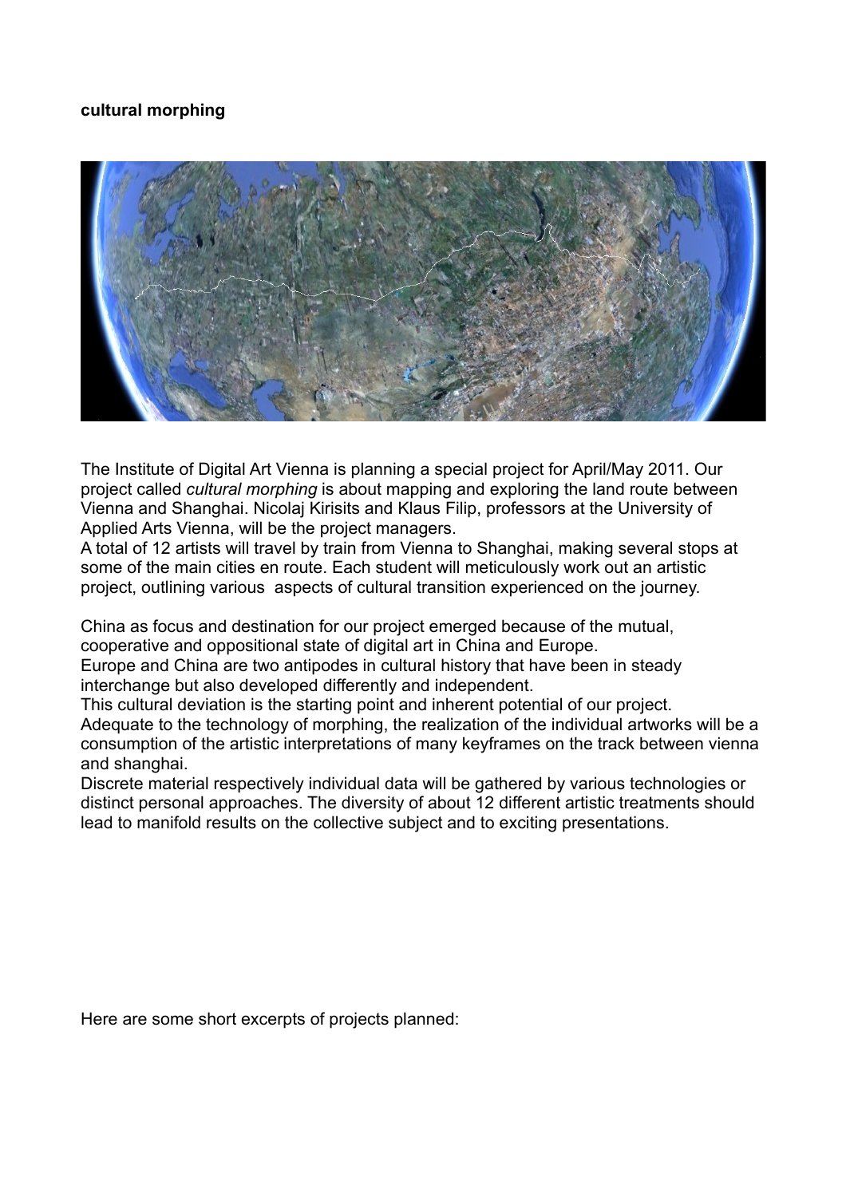**cultural morphing**

The Institute of Digital Art Vienna is planning a special project for April/May 2011. Our project called *cultural morphing* is about mapping and exploring the land route between Vienna and Shanghai. Nicolaj Kirisits and Klaus Filip, professors at the University of Applied Arts Vienna, will be the project managers.
A total of 12 artists will travel by train from Vienna to Shanghai, making several stops at some of the main cities en route. Each student will meticulously work out an artistic project, outlining various aspects of cultural transition experienced on the journey.

China as focus and destination for our project emerged because of the mutual, cooperative and oppositional state of digital art in China and Europe.
Europe and China are two antipodes in cultural history that have been in steady interchange but also developed differently and independent.
This cultural deviation is the starting point and inherent potential of our project.
Adequate to the technology of morphing, the realization of the individual artworks will be a consumption of the artistic interpretations of many keyframes on the track between vienna and shanghai.
Discrete material respectively individual data will be gathered by various technologies or distinct personal approaches. The diversity of about 12 different artistic treatments should lead to manifold results on the collective subject and to exciting presentations.

Here are some short excerpts of projects planned: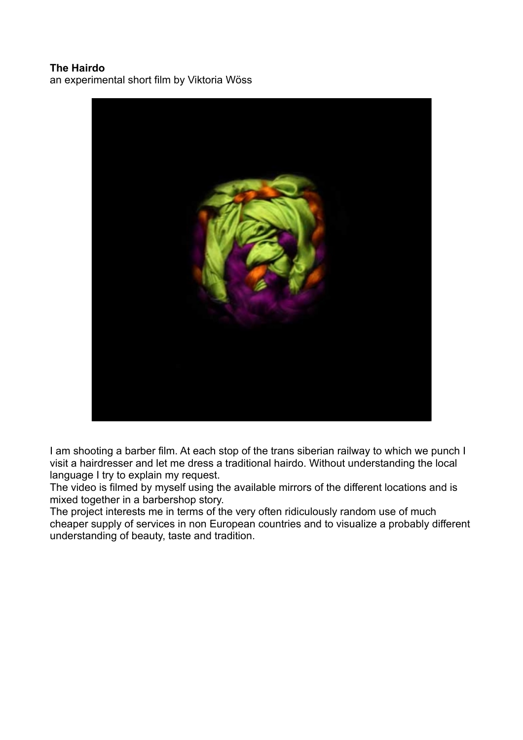**The Hairdo**
an experimental short film by Viktoria Wöss

I am shooting a barber film. At each stop of the trans siberian railway to which we punch I visit a hairdresser and let me dress a traditional hairdo. Without understanding the local language I try to explain my request.
The video is filmed by myself using the available mirrors of the different locations and is mixed together in a barbershop story.
The project interests me in terms of the very often ridiculously random use of much cheaper supply of services in non European countries and to visualize a probably different understanding of beauty, taste and tradition.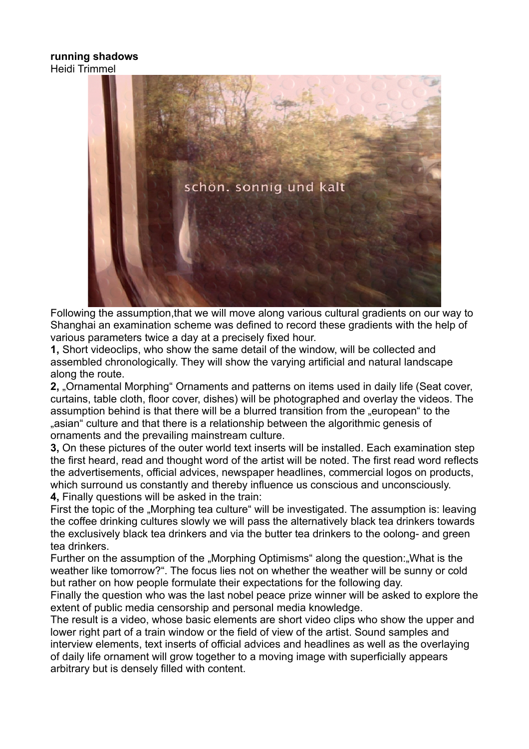**running shadows**
Heidi Trimmel

Following the assumption,that we will move along various cultural gradients on our way to Shanghai an examination scheme was defined to record these gradients with the help of various parameters twice a day at a precisely fixed hour.

**1,** Short videoclips, who show the same detail of the window, will be collected and assembled chronologically. They will show the varying artificial and natural landscape along the route.

**2,** „Ornamental Morphing" Ornaments and patterns on items used in daily life (Seat cover, curtains, table cloth, floor cover, dishes) will be photographed and overlay the videos. The assumption behind is that there will be a blurred transition from the „european" to the „asian" culture and that there is a relationship between the algorithmic genesis of ornaments and the prevailing mainstream culture.

**3,** On these pictures of the outer world text inserts will be installed. Each examination step the first heard, read and thought word of the artist will be noted. The first read word reflects the advertisements, official advices, newspaper headlines, commercial logos on products, which surround us constantly and thereby influence us conscious and unconsciously.

**4,** Finally questions will be asked in the train:

First the topic of the „Morphing tea culture" will be investigated. The assumption is: leaving the coffee drinking cultures slowly we will pass the alternatively black tea drinkers towards the exclusively black tea drinkers and via the butter tea drinkers to the oolong- and green tea drinkers.

Further on the assumption of the „Morphing Optimisms" along the question:„What is the weather like tomorrow?". The focus lies not on whether the weather will be sunny or cold but rather on how people formulate their expectations for the following day.

Finally the question who was the last nobel peace prize winner will be asked to explore the extent of public media censorship and personal media knowledge.

The result is a video, whose basic elements are short video clips who show the upper and lower right part of a train window or the field of view of the artist. Sound samples and interview elements, text inserts of official advices and headlines as well as the overlaying of daily life ornament will grow together to a moving image with superficially appears arbitrary but is densely filled with content.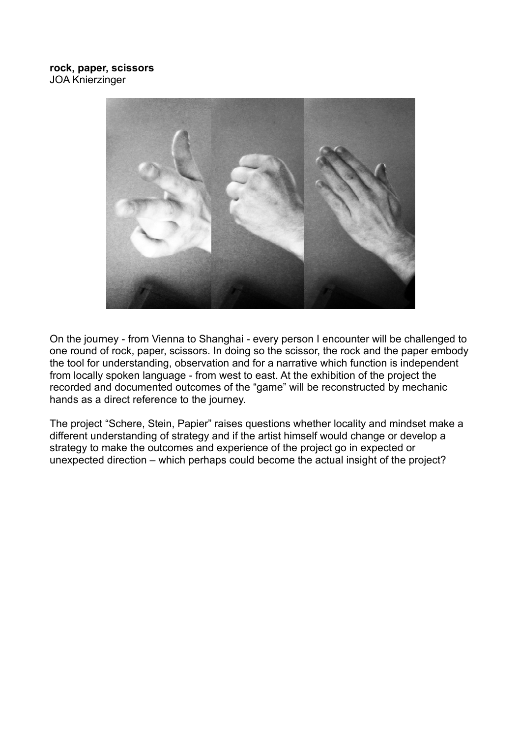**rock, paper, scissors**
JOA Knierzinger

On the journey - from Vienna to Shanghai - every person I encounter will be challenged to one round of rock, paper, scissors. In doing so the scissor, the rock and the paper embody the tool for understanding, observation and for a narrative which function is independent from locally spoken language - from west to east. At the exhibition of the project the recorded and documented outcomes of the "game" will be reconstructed by mechanic hands as a direct reference to the journey.

The project "Schere, Stein, Papier" raises questions whether locality and mindset make a different understanding of strategy and if the artist himself would change or develop a strategy to make the outcomes and experience of the project go in expected or unexpected direction – which perhaps could become the actual insight of the project?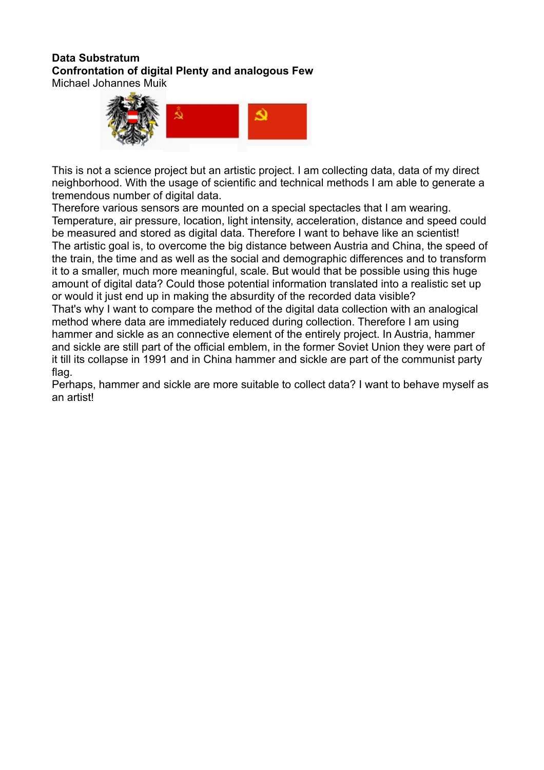**Data Substratum**
**Confrontation of digital Plenty and analogous Few**
Michael Johannes Muik

This is not a science project but an artistic project. I am collecting data, data of my direct neighborhood. With the usage of scientific and technical methods I am able to generate a tremendous number of digital data.
Therefore various sensors are mounted on a special spectacles that I am wearing. Temperature, air pressure, location, light intensity, acceleration, distance and speed could be measured and stored as digital data. Therefore I want to behave like an scientist!
The artistic goal is, to overcome the big distance between Austria and China, the speed of the train, the time and as well as the social and demographic differences and to transform it to a smaller, much more meaningful, scale. But would that be possible using this huge amount of digital data? Could those potential information translated into a realistic set up or would it just end up in making the absurdity of the recorded data visible?
That's why I want to compare the method of the digital data collection with an analogical method where data are immediately reduced during collection. Therefore I am using hammer and sickle as an connective element of the entirely project. In Austria, hammer and sickle are still part of the official emblem, in the former Soviet Union they were part of it till its collapse in 1991 and in China hammer and sickle are part of the communist party flag.
Perhaps, hammer and sickle are more suitable to collect data? I want to behave myself as an artist!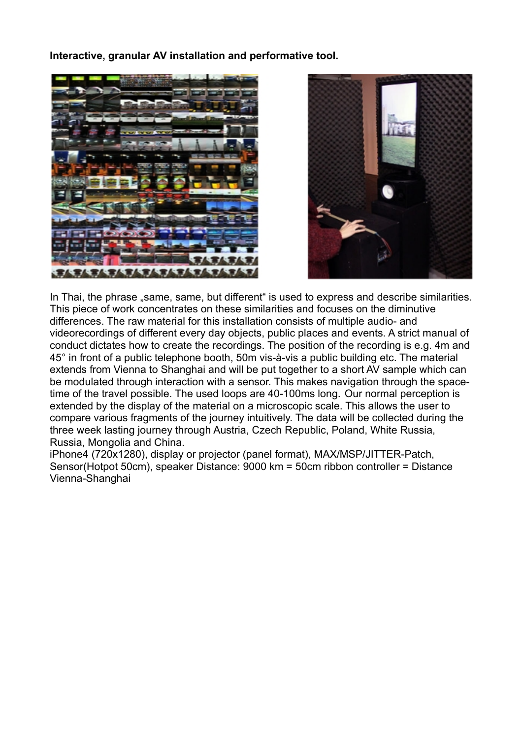**Interactive, granular AV installation and performative tool.**

In Thai, the phrase „same, same, but different“ is used to express and describe similarities. This piece of work concentrates on these similarities and focuses on the diminutive differences. The raw material for this installation consists of multiple audio- and videorecordings of different every day objects, public places and events. A strict manual of conduct dictates how to create the recordings. The position of the recording is e.g. 4m and 45° in front of a public telephone booth, 50m vis-à-vis a public building etc. The material extends from Vienna to Shanghai and will be put together to a short AV sample which can be modulated through interaction with a sensor. This makes navigation through the space-time of the travel possible. The used loops are 40-100ms long. Our normal perception is extended by the display of the material on a microscopic scale. This allows the user to compare various fragments of the journey intuitively. The data will be collected during the three week lasting journey through Austria, Czech Republic, Poland, White Russia, Russia, Mongolia and China.
iPhone4 (720x1280), display or projector (panel format), MAX/MSP/JITTER-Patch, Sensor(Hotpot 50cm), speaker Distance: 9000 km = 50cm ribbon controller = Distance Vienna-Shanghai